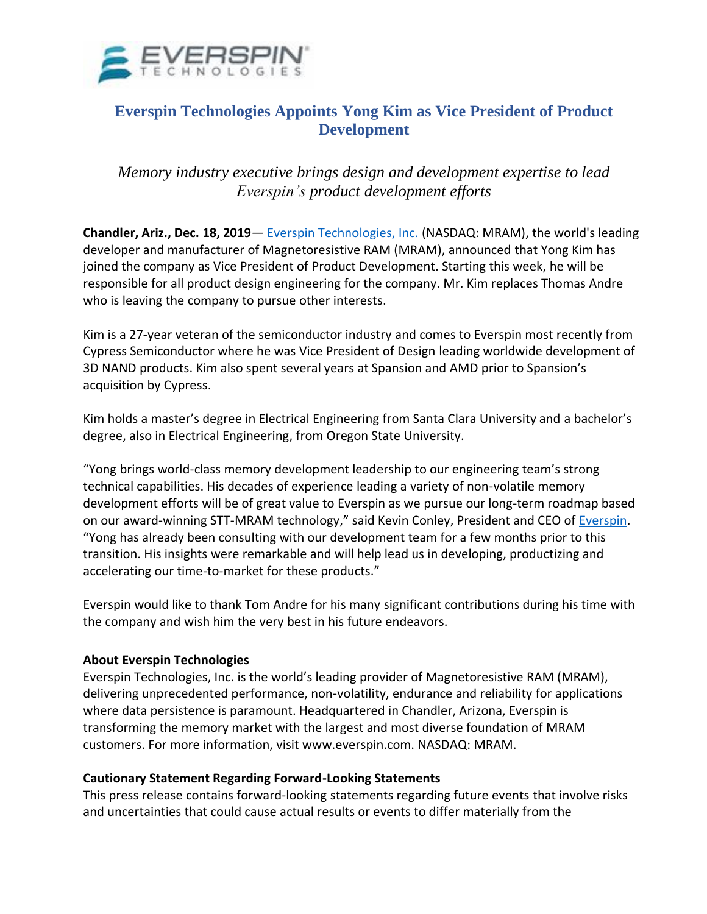# Everspin Technologies Appoints Yong Kim as Vice President of Product Development

*Memory industry executive brings design and development expertise to lead Everspin's product development efforts*

**Chandler, Ariz., Dec. 18, 2019**— Everspin Technologies, Inc. (NASDAQ: MRAM), the world's leading developer and manufacturer of Magnetoresistive RAM (MRAM), announced that Yong Kim has joined the company as Vice President of Product Development. Starting this week, he will be responsible for all product design engineering for the company. Mr. Kim replaces Thomas Andre who is leaving the company to pursue other interests.

Kim is a 27-year veteran of the semiconductor industry and comes to Everspin most recently from Cypress Semiconductor where he was Vice President of Design leading worldwide development of 3D NAND products. Kim also spent several years at Spansion and AMD prior to Spansion's acquisition by Cypress.

Kim holds a master's degree in Electrical Engineering from Santa Clara University and a bachelor's degree, also in Electrical Engineering, from Oregon State University.

"Yong brings world-class memory development leadership to our engineering team's strong technical capabilities. His decades of experience leading a variety of non-volatile memory development efforts will be of great value to Everspin as we pursue our long-term roadmap based on our award-winning STT-MRAM technology," said Kevin Conley, President and CEO of Everspin. "Yong has already been consulting with our development team for a few months prior to this transition. His insights were remarkable and will help lead us in developing, productizing and accelerating our time-to-market for these products."

Everspin would like to thank Tom Andre for his many significant contributions during his time with the company and wish him the very best in his future endeavors.

**About Everspin Technologies**
Everspin Technologies, Inc. is the world's leading provider of Magnetoresistive RAM (MRAM), delivering unprecedented performance, non-volatility, endurance and reliability for applications where data persistence is paramount. Headquartered in Chandler, Arizona, Everspin is transforming the memory market with the largest and most diverse foundation of MRAM customers. For more information, visit www.everspin.com. NASDAQ: MRAM.

**Cautionary Statement Regarding Forward-Looking Statements**
This press release contains forward-looking statements regarding future events that involve risks and uncertainties that could cause actual results or events to differ materially from the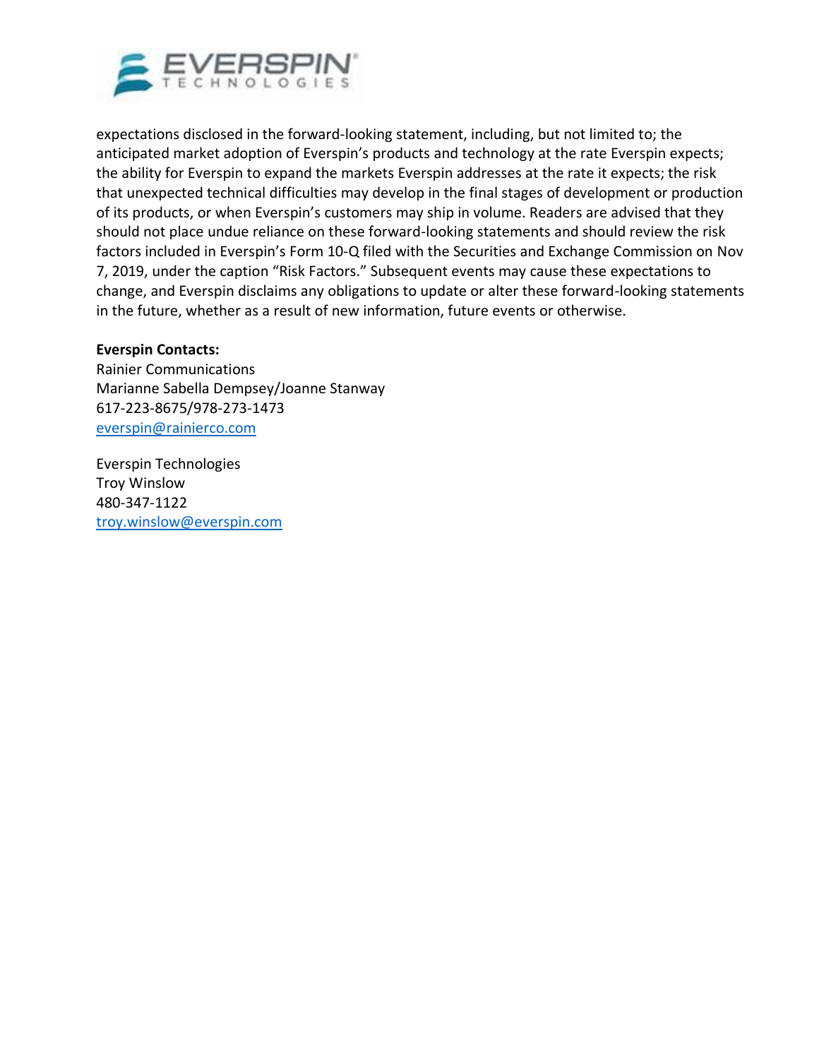expectations disclosed in the forward-looking statement, including, but not limited to; the anticipated market adoption of Everspin's products and technology at the rate Everspin expects; the ability for Everspin to expand the markets Everspin addresses at the rate it expects; the risk that unexpected technical difficulties may develop in the final stages of development or production of its products, or when Everspin's customers may ship in volume. Readers are advised that they should not place undue reliance on these forward-looking statements and should review the risk factors included in Everspin's Form 10-Q filed with the Securities and Exchange Commission on Nov 7, 2019, under the caption "Risk Factors." Subsequent events may cause these expectations to change, and Everspin disclaims any obligations to update or alter these forward-looking statements in the future, whether as a result of new information, future events or otherwise.

**Everspin Contacts:**
Rainier Communications
Marianne Sabella Dempsey/Joanne Stanway
617-223-8675/978-273-1473
everspin@rainierco.com

Everspin Technologies
Troy Winslow
480-347-1122
troy.winslow@everspin.com